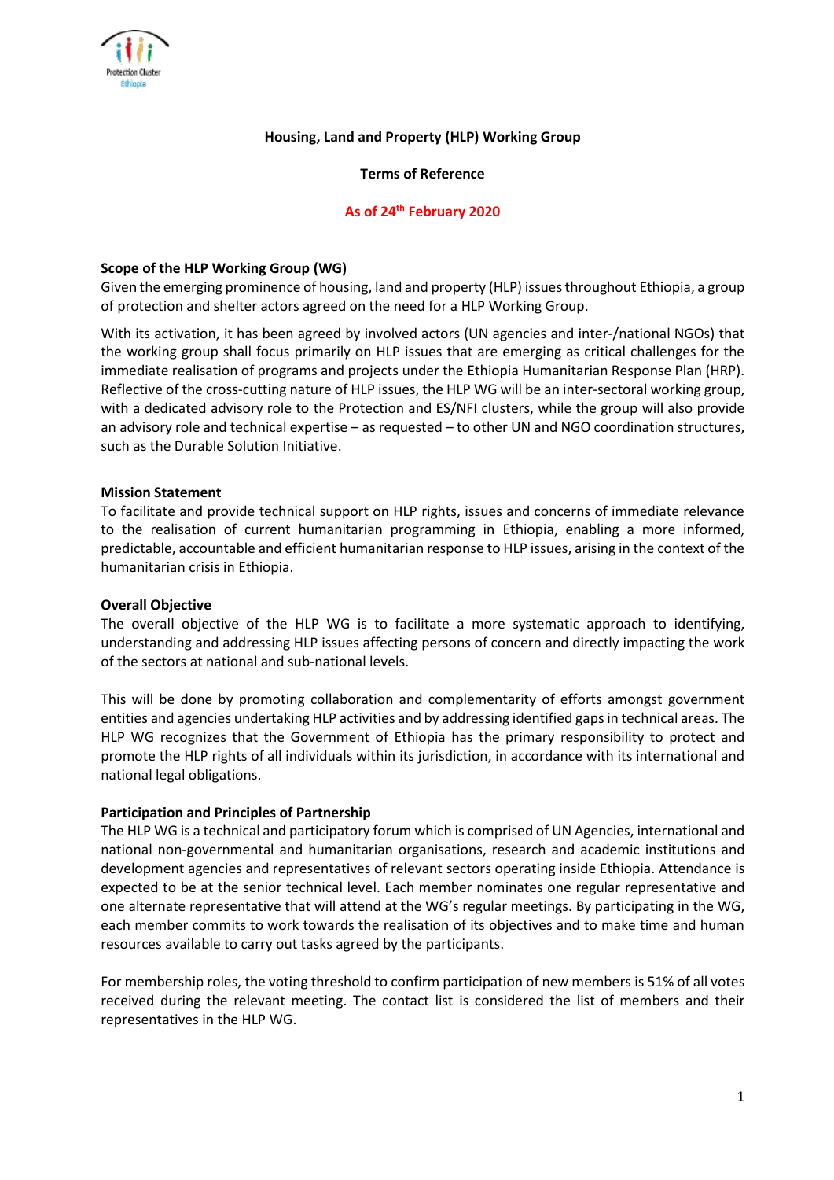# Housing, Land and Property (HLP) Working Group

## Terms of Reference

**As of 24th February 2020**

### Scope of the HLP Working Group (WG)

Given the emerging prominence of housing, land and property (HLP) issues throughout Ethiopia, a group of protection and shelter actors agreed on the need for a HLP Working Group.

With its activation, it has been agreed by involved actors (UN agencies and inter-/national NGOs) that the working group shall focus primarily on HLP issues that are emerging as critical challenges for the immediate realisation of programs and projects under the Ethiopia Humanitarian Response Plan (HRP). Reflective of the cross-cutting nature of HLP issues, the HLP WG will be an inter-sectoral working group, with a dedicated advisory role to the Protection and ES/NFI clusters, while the group will also provide an advisory role and technical expertise – as requested – to other UN and NGO coordination structures, such as the Durable Solution Initiative.

### Mission Statement

To facilitate and provide technical support on HLP rights, issues and concerns of immediate relevance to the realisation of current humanitarian programming in Ethiopia, enabling a more informed, predictable, accountable and efficient humanitarian response to HLP issues, arising in the context of the humanitarian crisis in Ethiopia.

### Overall Objective

The overall objective of the HLP WG is to facilitate a more systematic approach to identifying, understanding and addressing HLP issues affecting persons of concern and directly impacting the work of the sectors at national and sub-national levels.

This will be done by promoting collaboration and complementarity of efforts amongst government entities and agencies undertaking HLP activities and by addressing identified gaps in technical areas. The HLP WG recognizes that the Government of Ethiopia has the primary responsibility to protect and promote the HLP rights of all individuals within its jurisdiction, in accordance with its international and national legal obligations.

### Participation and Principles of Partnership

The HLP WG is a technical and participatory forum which is comprised of UN Agencies, international and national non-governmental and humanitarian organisations, research and academic institutions and development agencies and representatives of relevant sectors operating inside Ethiopia. Attendance is expected to be at the senior technical level. Each member nominates one regular representative and one alternate representative that will attend at the WG's regular meetings. By participating in the WG, each member commits to work towards the realisation of its objectives and to make time and human resources available to carry out tasks agreed by the participants.

For membership roles, the voting threshold to confirm participation of new members is 51% of all votes received during the relevant meeting. The contact list is considered the list of members and their representatives in the HLP WG.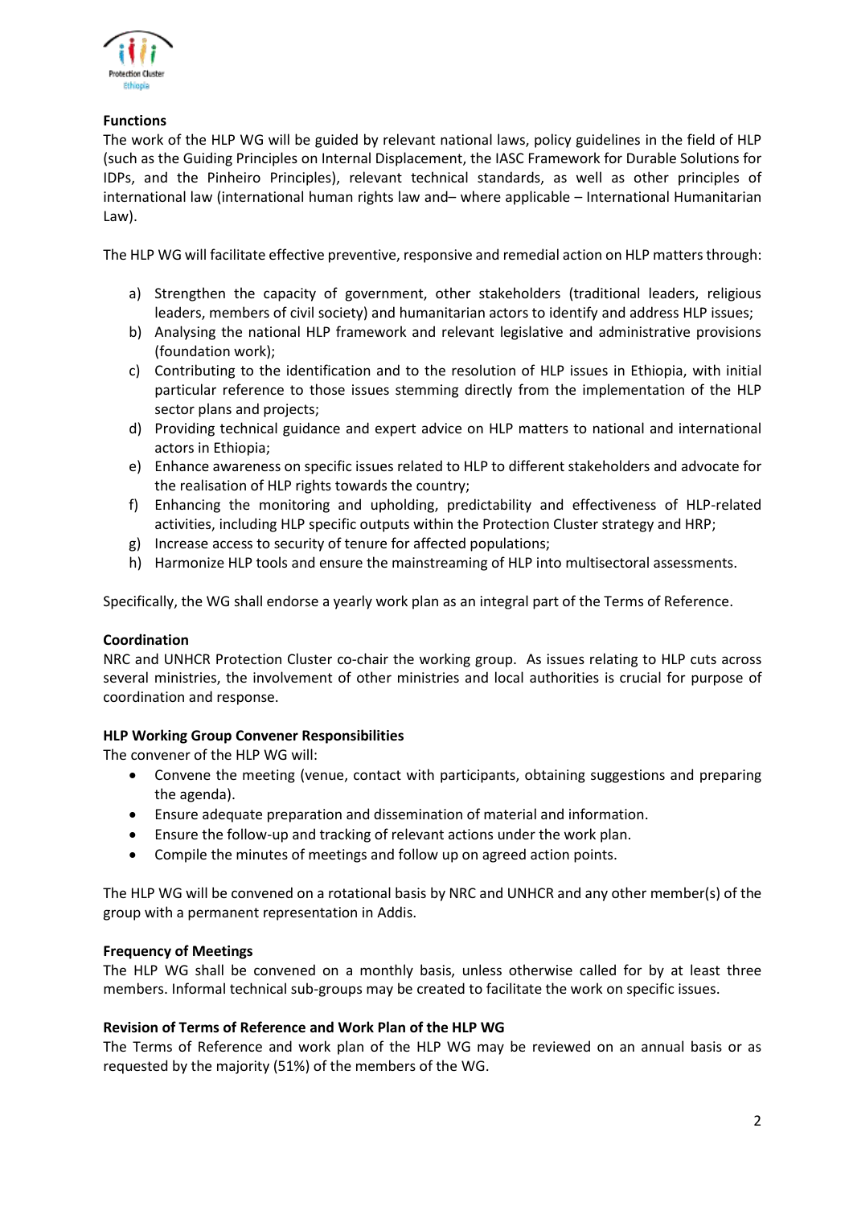### Functions

The work of the HLP WG will be guided by relevant national laws, policy guidelines in the field of HLP (such as the Guiding Principles on Internal Displacement, the IASC Framework for Durable Solutions for IDPs, and the Pinheiro Principles), relevant technical standards, as well as other principles of international law (international human rights law and– where applicable – International Humanitarian Law).

The HLP WG will facilitate effective preventive, responsive and remedial action on HLP matters through:

a) Strengthen the capacity of government, other stakeholders (traditional leaders, religious leaders, members of civil society) and humanitarian actors to identify and address HLP issues;
b) Analysing the national HLP framework and relevant legislative and administrative provisions (foundation work);
c) Contributing to the identification and to the resolution of HLP issues in Ethiopia, with initial particular reference to those issues stemming directly from the implementation of the HLP sector plans and projects;
d) Providing technical guidance and expert advice on HLP matters to national and international actors in Ethiopia;
e) Enhance awareness on specific issues related to HLP to different stakeholders and advocate for the realisation of HLP rights towards the country;
f) Enhancing the monitoring and upholding, predictability and effectiveness of HLP-related activities, including HLP specific outputs within the Protection Cluster strategy and HRP;
g) Increase access to security of tenure for affected populations;
h) Harmonize HLP tools and ensure the mainstreaming of HLP into multisectoral assessments.

Specifically, the WG shall endorse a yearly work plan as an integral part of the Terms of Reference.

### Coordination

NRC and UNHCR Protection Cluster co-chair the working group. As issues relating to HLP cuts across several ministries, the involvement of other ministries and local authorities is crucial for purpose of coordination and response.

### HLP Working Group Convener Responsibilities

The convener of the HLP WG will:

- Convene the meeting (venue, contact with participants, obtaining suggestions and preparing the agenda).
- Ensure adequate preparation and dissemination of material and information.
- Ensure the follow-up and tracking of relevant actions under the work plan.
- Compile the minutes of meetings and follow up on agreed action points.

The HLP WG will be convened on a rotational basis by NRC and UNHCR and any other member(s) of the group with a permanent representation in Addis.

### Frequency of Meetings

The HLP WG shall be convened on a monthly basis, unless otherwise called for by at least three members. Informal technical sub-groups may be created to facilitate the work on specific issues.

### Revision of Terms of Reference and Work Plan of the HLP WG

The Terms of Reference and work plan of the HLP WG may be reviewed on an annual basis or as requested by the majority (51%) of the members of the WG.